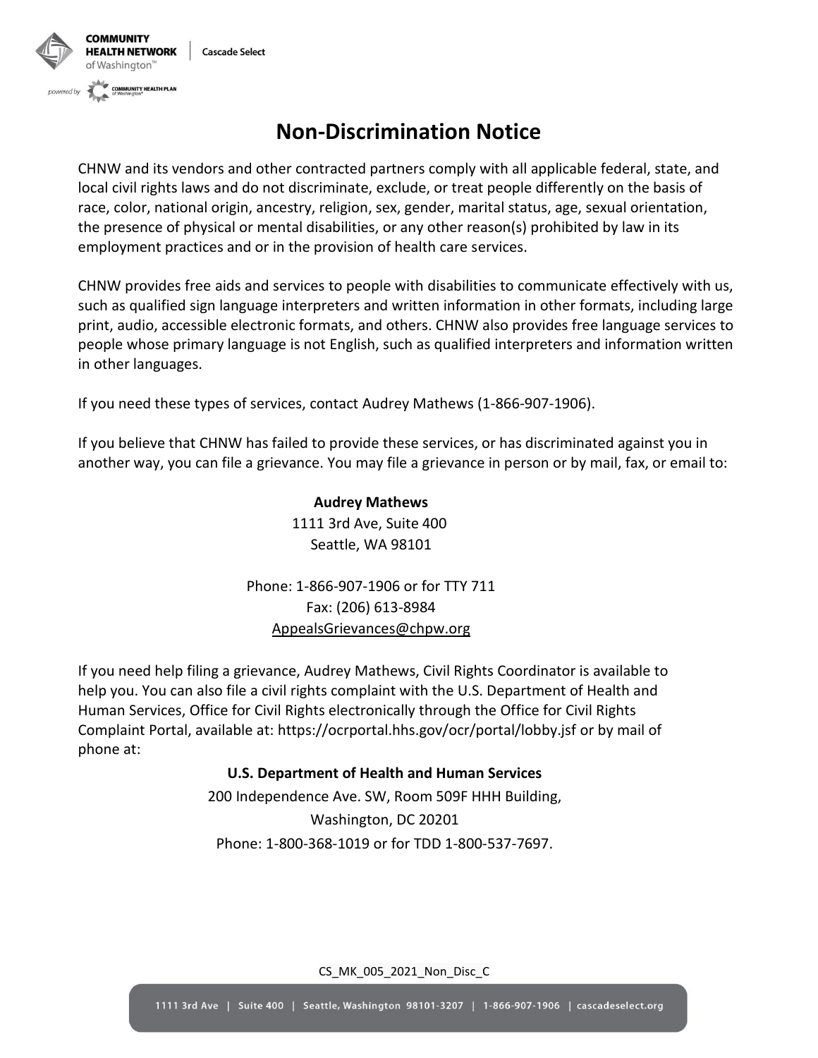# Non-Discrimination Notice

CHNW and its vendors and other contracted partners comply with all applicable federal, state, and local civil rights laws and do not discriminate, exclude, or treat people differently on the basis of race, color, national origin, ancestry, religion, sex, gender, marital status, age, sexual orientation, the presence of physical or mental disabilities, or any other reason(s) prohibited by law in its employment practices and or in the provision of health care services.

CHNW provides free aids and services to people with disabilities to communicate effectively with us, such as qualified sign language interpreters and written information in other formats, including large print, audio, accessible electronic formats, and others. CHNW also provides free language services to people whose primary language is not English, such as qualified interpreters and information written in other languages.

If you need these types of services, contact Audrey Mathews (1-866-907-1906).

If you believe that CHNW has failed to provide these services, or has discriminated against you in another way, you can file a grievance. You may file a grievance in person or by mail, fax, or email to:

**Audrey Mathews**
1111 3rd Ave, Suite 400
Seattle, WA 98101

Phone: 1-866-907-1906 or for TTY 711
Fax: (206) 613-8984
AppealsGrievances@chpw.org

If you need help filing a grievance, Audrey Mathews, Civil Rights Coordinator is available to help you. You can also file a civil rights complaint with the U.S. Department of Health and Human Services, Office for Civil Rights electronically through the Office for Civil Rights Complaint Portal, available at: https://ocrportal.hhs.gov/ocr/portal/lobby.jsf or by mail of phone at:

**U.S. Department of Health and Human Services**
200 Independence Ave. SW, Room 509F HHH Building,
Washington, DC 20201
Phone: 1-800-368-1019 or for TDD 1-800-537-7697.

CS_MK_005_2021_Non_Disc_C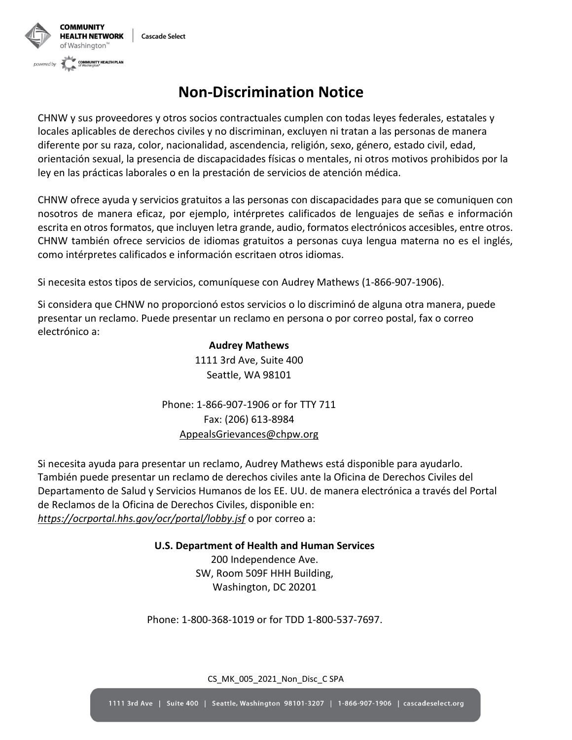# Non-Discrimination Notice

CHNW y sus proveedores y otros socios contractuales cumplen con todas leyes federales, estatales y locales aplicables de derechos civiles y no discriminan, excluyen ni tratan a las personas de manera diferente por su raza, color, nacionalidad, ascendencia, religión, sexo, género, estado civil, edad, orientación sexual, la presencia de discapacidades físicas o mentales, ni otros motivos prohibidos por la ley en las prácticas laborales o en la prestación de servicios de atención médica.

CHNW ofrece ayuda y servicios gratuitos a las personas con discapacidades para que se comuniquen con nosotros de manera eficaz, por ejemplo, intérpretes calificados de lenguajes de señas e información escrita en otros formatos, que incluyen letra grande, audio, formatos electrónicos accesibles, entre otros. CHNW también ofrece servicios de idiomas gratuitos a personas cuya lengua materna no es el inglés, como intérpretes calificados e información escritaen otros idiomas.

Si necesita estos tipos de servicios, comuníquese con Audrey Mathews (1-866-907-1906).

Si considera que CHNW no proporcionó estos servicios o lo discriminó de alguna otra manera, puede presentar un reclamo. Puede presentar un reclamo en persona o por correo postal, fax o correo electrónico a:

**Audrey Mathews**
1111 3rd Ave, Suite 400
Seattle, WA 98101

Phone: 1-866-907-1906 or for TTY 711
Fax: (206) 613-8984
AppealsGrievances@chpw.org

Si necesita ayuda para presentar un reclamo, Audrey Mathews está disponible para ayudarlo. También puede presentar un reclamo de derechos civiles ante la Oficina de Derechos Civiles del Departamento de Salud y Servicios Humanos de los EE. UU. de manera electrónica a través del Portal de Reclamos de la Oficina de Derechos Civiles, disponible en: *https://ocrportal.hhs.gov/ocr/portal/lobby.jsf* o por correo a:

**U.S. Department of Health and Human Services**
200 Independence Ave.
SW, Room 509F HHH Building,
Washington, DC 20201

Phone: 1-800-368-1019 or for TDD 1-800-537-7697.

CS_MK_005_2021_Non_Disc_C SPA